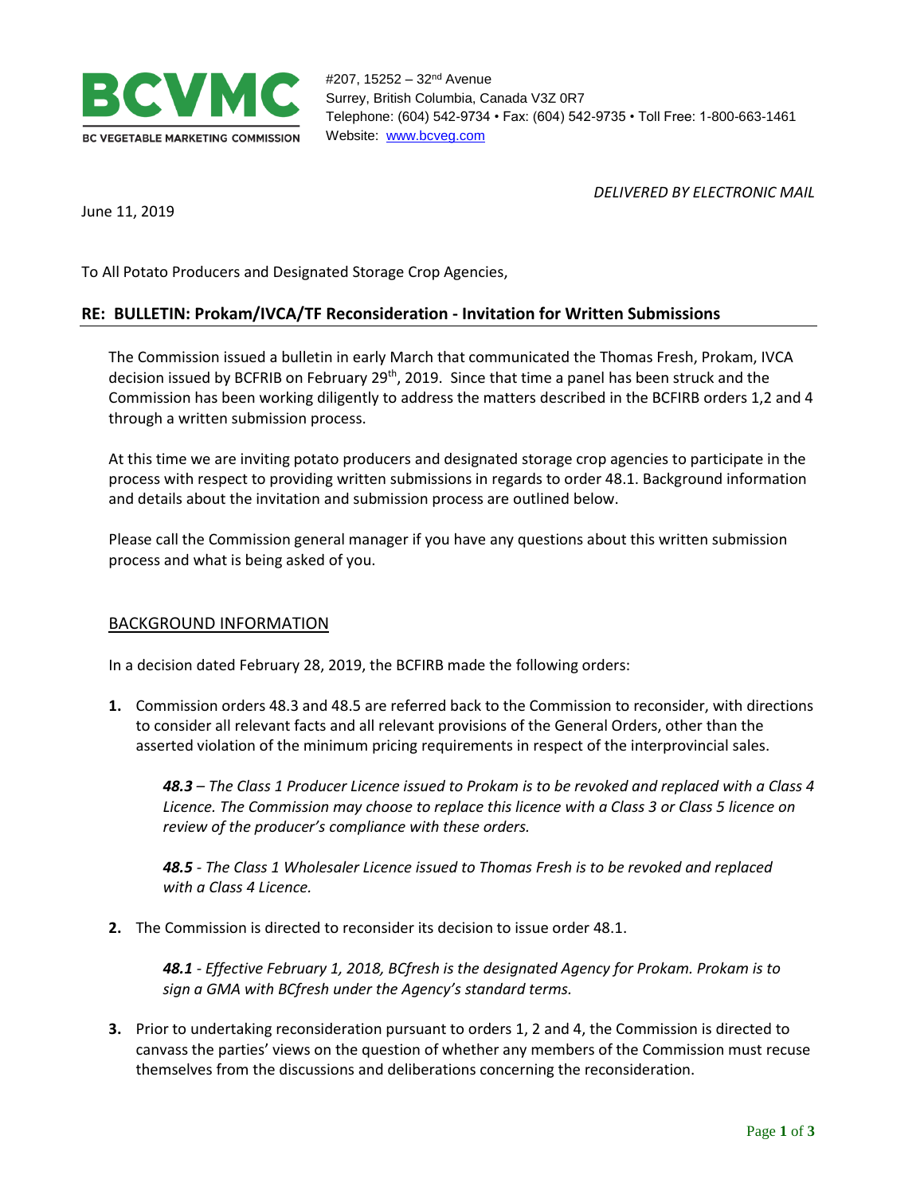**BCVMC**

BC VEGETABLE MARKETING COMMISSION

#207, 15252 – 32nd Avenue
Surrey, British Columbia, Canada V3Z 0R7
Telephone: (604) 542-9734 • Fax: (604) 542-9735 • Toll Free: 1-800-663-1461
Website: www.bcveg.com

*DELIVERED BY ELECTRONIC MAIL*

June 11, 2019

To All Potato Producers and Designated Storage Crop Agencies,

## RE: BULLETIN: Prokam/IVCA/TF Reconsideration - Invitation for Written Submissions

The Commission issued a bulletin in early March that communicated the Thomas Fresh, Prokam, IVCA decision issued by BCFRIB on February 29th, 2019. Since that time a panel has been struck and the Commission has been working diligently to address the matters described in the BCFIRB orders 1,2 and 4 through a written submission process.

At this time we are inviting potato producers and designated storage crop agencies to participate in the process with respect to providing written submissions in regards to order 48.1. Background information and details about the invitation and submission process are outlined below.

Please call the Commission general manager if you have any questions about this written submission process and what is being asked of you.

### BACKGROUND INFORMATION

In a decision dated February 28, 2019, the BCFIRB made the following orders:

1. Commission orders 48.3 and 48.5 are referred back to the Commission to reconsider, with directions to consider all relevant facts and all relevant provisions of the General Orders, other than the asserted violation of the minimum pricing requirements in respect of the interprovincial sales.

   ***48.3** – The Class 1 Producer Licence issued to Prokam is to be revoked and replaced with a Class 4 Licence. The Commission may choose to replace this licence with a Class 3 or Class 5 licence on review of the producer's compliance with these orders.*

   ***48.5** - The Class 1 Wholesaler Licence issued to Thomas Fresh is to be revoked and replaced with a Class 4 Licence.*

2. The Commission is directed to reconsider its decision to issue order 48.1.

   ***48.1** - Effective February 1, 2018, BCfresh is the designated Agency for Prokam. Prokam is to sign a GMA with BCfresh under the Agency's standard terms.*

3. Prior to undertaking reconsideration pursuant to orders 1, 2 and 4, the Commission is directed to canvass the parties' views on the question of whether any members of the Commission must recuse themselves from the discussions and deliberations concerning the reconsideration.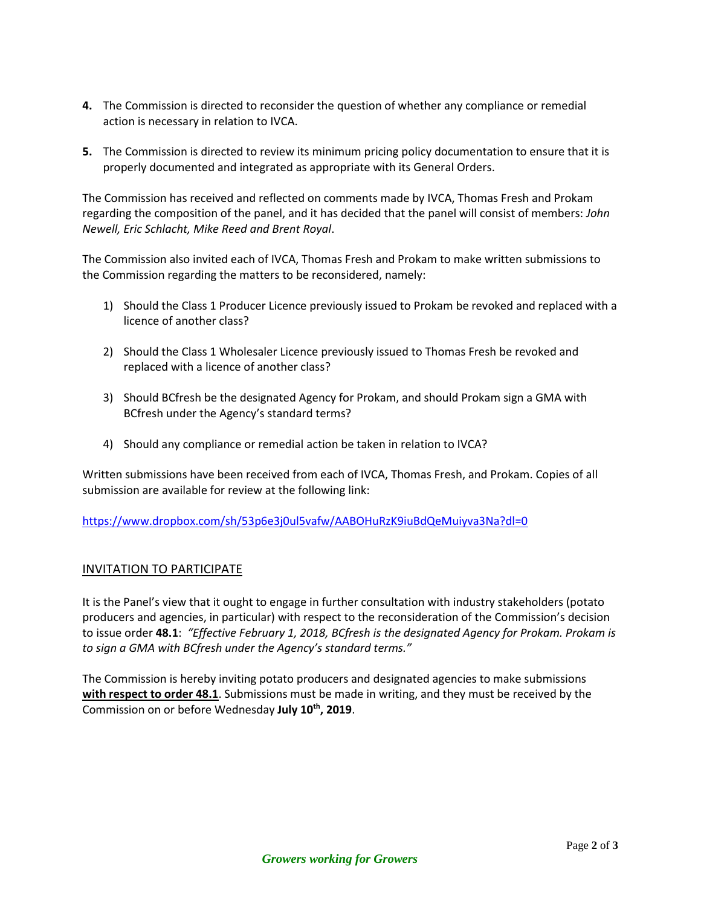**4.** The Commission is directed to reconsider the question of whether any compliance or remedial action is necessary in relation to IVCA.

**5.** The Commission is directed to review its minimum pricing policy documentation to ensure that it is properly documented and integrated as appropriate with its General Orders.

The Commission has received and reflected on comments made by IVCA, Thomas Fresh and Prokam regarding the composition of the panel, and it has decided that the panel will consist of members: *John Newell, Eric Schlacht, Mike Reed and Brent Royal*.

The Commission also invited each of IVCA, Thomas Fresh and Prokam to make written submissions to the Commission regarding the matters to be reconsidered, namely:

1) Should the Class 1 Producer Licence previously issued to Prokam be revoked and replaced with a licence of another class?

2) Should the Class 1 Wholesaler Licence previously issued to Thomas Fresh be revoked and replaced with a licence of another class?

3) Should BCfresh be the designated Agency for Prokam, and should Prokam sign a GMA with BCfresh under the Agency's standard terms?

4) Should any compliance or remedial action be taken in relation to IVCA?

Written submissions have been received from each of IVCA, Thomas Fresh, and Prokam. Copies of all submission are available for review at the following link:

https://www.dropbox.com/sh/53p6e3j0ul5vafw/AABOHuRzK9iuBdQeMuiyva3Na?dl=0

## INVITATION TO PARTICIPATE

It is the Panel's view that it ought to engage in further consultation with industry stakeholders (potato producers and agencies, in particular) with respect to the reconsideration of the Commission's decision to issue order **48.1**: *"Effective February 1, 2018, BCfresh is the designated Agency for Prokam. Prokam is to sign a GMA with BCfresh under the Agency's standard terms."*

The Commission is hereby inviting potato producers and designated agencies to make submissions **with respect to order 48.1**. Submissions must be made in writing, and they must be received by the Commission on or before Wednesday **July 10th, 2019**.

*Growers working for Growers*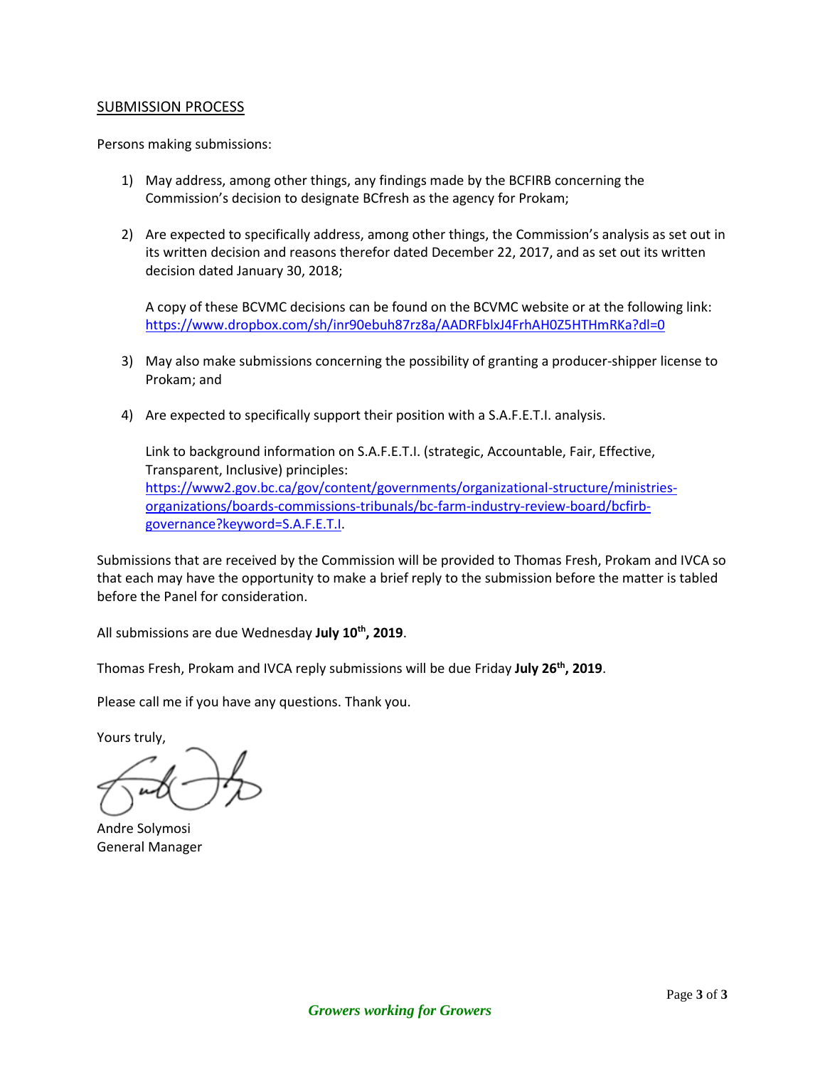## SUBMISSION PROCESS

Persons making submissions:

1) May address, among other things, any findings made by the BCFIRB concerning the Commission's decision to designate BCfresh as the agency for Prokam;

2) Are expected to specifically address, among other things, the Commission's analysis as set out in its written decision and reasons therefor dated December 22, 2017, and as set out its written decision dated January 30, 2018;

   A copy of these BCVMC decisions can be found on the BCVMC website or at the following link: https://www.dropbox.com/sh/inr90ebuh87rz8a/AADRFblxJ4FrhAH0Z5HTHmRKa?dl=0

3) May also make submissions concerning the possibility of granting a producer-shipper license to Prokam; and

4) Are expected to specifically support their position with a S.A.F.E.T.I. analysis.

   Link to background information on S.A.F.E.T.I. (strategic, Accountable, Fair, Effective, Transparent, Inclusive) principles: https://www2.gov.bc.ca/gov/content/governments/organizational-structure/ministries-organizations/boards-commissions-tribunals/bc-farm-industry-review-board/bcfirb-governance?keyword=S.A.F.E.T.I.

Submissions that are received by the Commission will be provided to Thomas Fresh, Prokam and IVCA so that each may have the opportunity to make a brief reply to the submission before the matter is tabled before the Panel for consideration.

All submissions are due Wednesday **July 10th, 2019**.

Thomas Fresh, Prokam and IVCA reply submissions will be due Friday **July 26th, 2019**.

Please call me if you have any questions. Thank you.

Yours truly,

Andre Solymosi
General Manager

*Growers working for Growers*